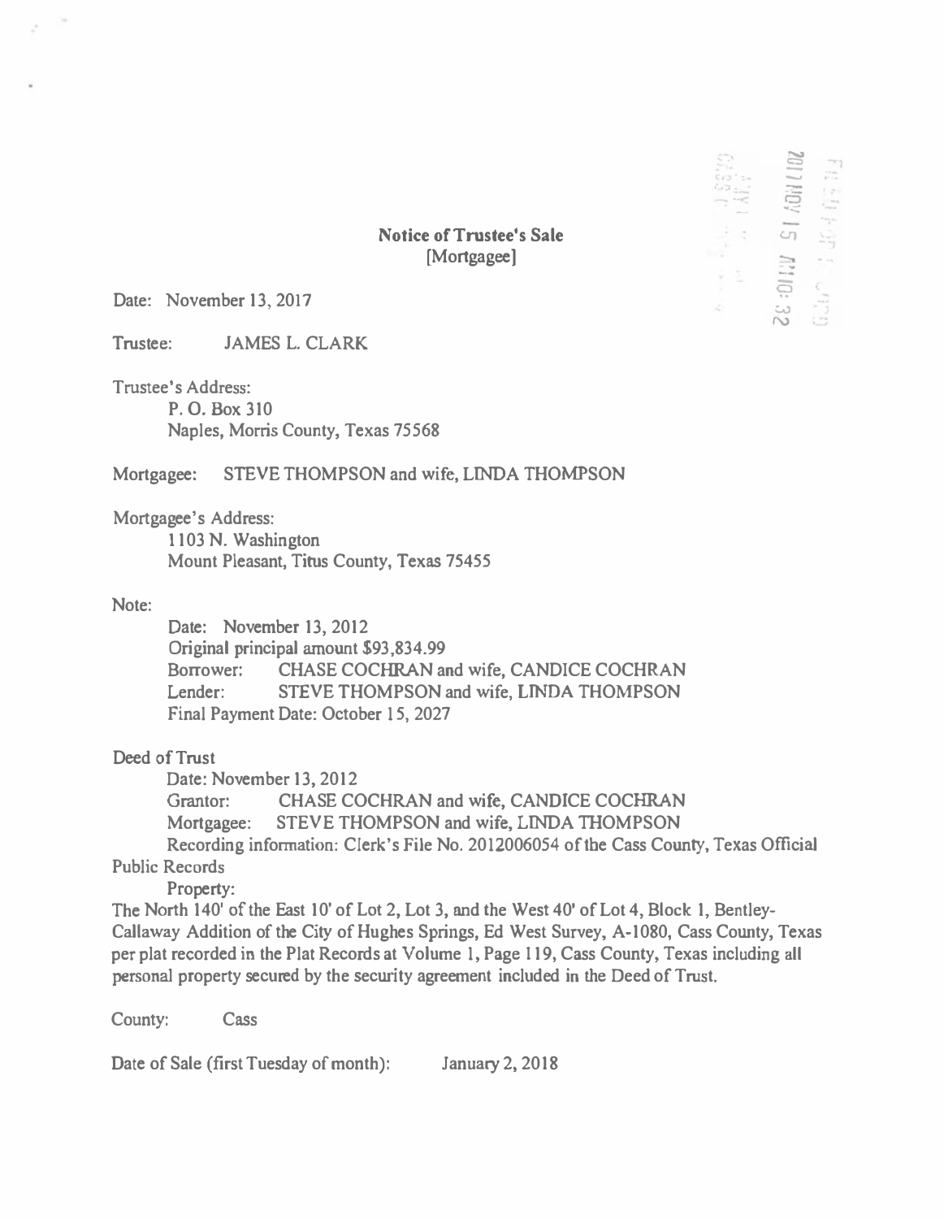**Notice of Trustee's Sale**
**[Mortgagee]**

Date: November 13, 2017

Trustee: JAMES L. CLARK

Trustee's Address:
P. O. Box 310
Naples, Morris County, Texas 75568

Mortgagee: STEVE THOMPSON and wife, LINDA THOMPSON

Mortgagee's Address:
1103 N. Washington
Mount Pleasant, Titus County, Texas 75455

Note:
Date: November 13, 2012
Original principal amount $93,834.99
Borrower: CHASE COCHRAN and wife, CANDICE COCHRAN
Lender: STEVE THOMPSON and wife, LINDA THOMPSON
Final Payment Date: October 15, 2027

Deed of Trust
Date: November 13, 2012
Grantor: CHASE COCHRAN and wife, CANDICE COCHRAN
Mortgagee: STEVE THOMPSON and wife, LINDA THOMPSON
Recording information: Clerk's File No. 2012006054 of the Cass County, Texas Official Public Records
Property:
The North 140' of the East 10' of Lot 2, Lot 3, and the West 40' of Lot 4, Block 1, Bentley-Callaway Addition of the City of Hughes Springs, Ed West Survey, A-1080, Cass County, Texas per plat recorded in the Plat Records at Volume 1, Page 119, Cass County, Texas including all personal property secured by the security agreement included in the Deed of Trust.

County: Cass

Date of Sale (first Tuesday of month): January 2, 2018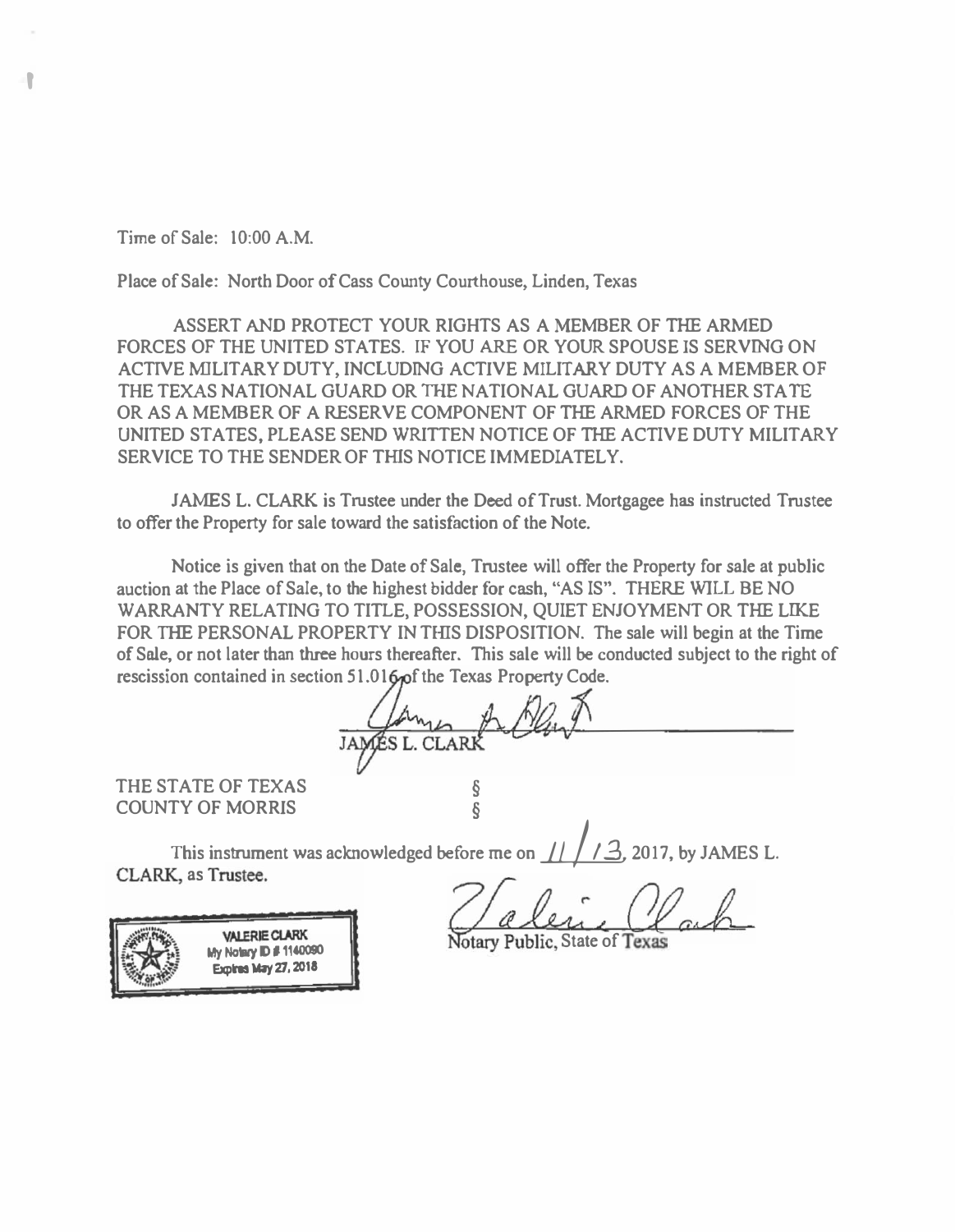Time of Sale: 10:00 A.M.

Place of Sale: North Door of Cass County Courthouse, Linden, Texas

ASSERT AND PROTECT YOUR RIGHTS AS A MEMBER OF THE ARMED FORCES OF THE UNITED STATES. IF YOU ARE OR YOUR SPOUSE IS SERVING ON ACTIVE MILITARY DUTY, INCLUDING ACTIVE MILITARY DUTY AS A MEMBER OF THE TEXAS NATIONAL GUARD OR THE NATIONAL GUARD OF ANOTHER STATE OR AS A MEMBER OF A RESERVE COMPONENT OF THE ARMED FORCES OF THE UNITED STATES, PLEASE SEND WRITTEN NOTICE OF THE ACTIVE DUTY MILITARY SERVICE TO THE SENDER OF THIS NOTICE IMMEDIATELY.

JAMES L. CLARK is Trustee under the Deed of Trust. Mortgagee has instructed Trustee to offer the Property for sale toward the satisfaction of the Note.

Notice is given that on the Date of Sale, Trustee will offer the Property for sale at public auction at the Place of Sale, to the highest bidder for cash, "AS IS". THERE WILL BE NO WARRANTY RELATING TO TITLE, POSSESSION, QUIET ENJOYMENT OR THE LIKE FOR THE PERSONAL PROPERTY IN THIS DISPOSITION. The sale will begin at the Time of Sale, or not later than three hours thereafter. This sale will be conducted subject to the right of rescission contained in section 51.016 of the Texas Property Code.

JAMES L. CLARK

THE STATE OF TEXAS §
COUNTY OF MORRIS §

This instrument was acknowledged before me on 11/13, 2017, by JAMES L. CLARK, as Trustee.

VALERIE CLARK
My Notary ID # 1140090
Expires May 27, 2018

Notary Public, State of Texas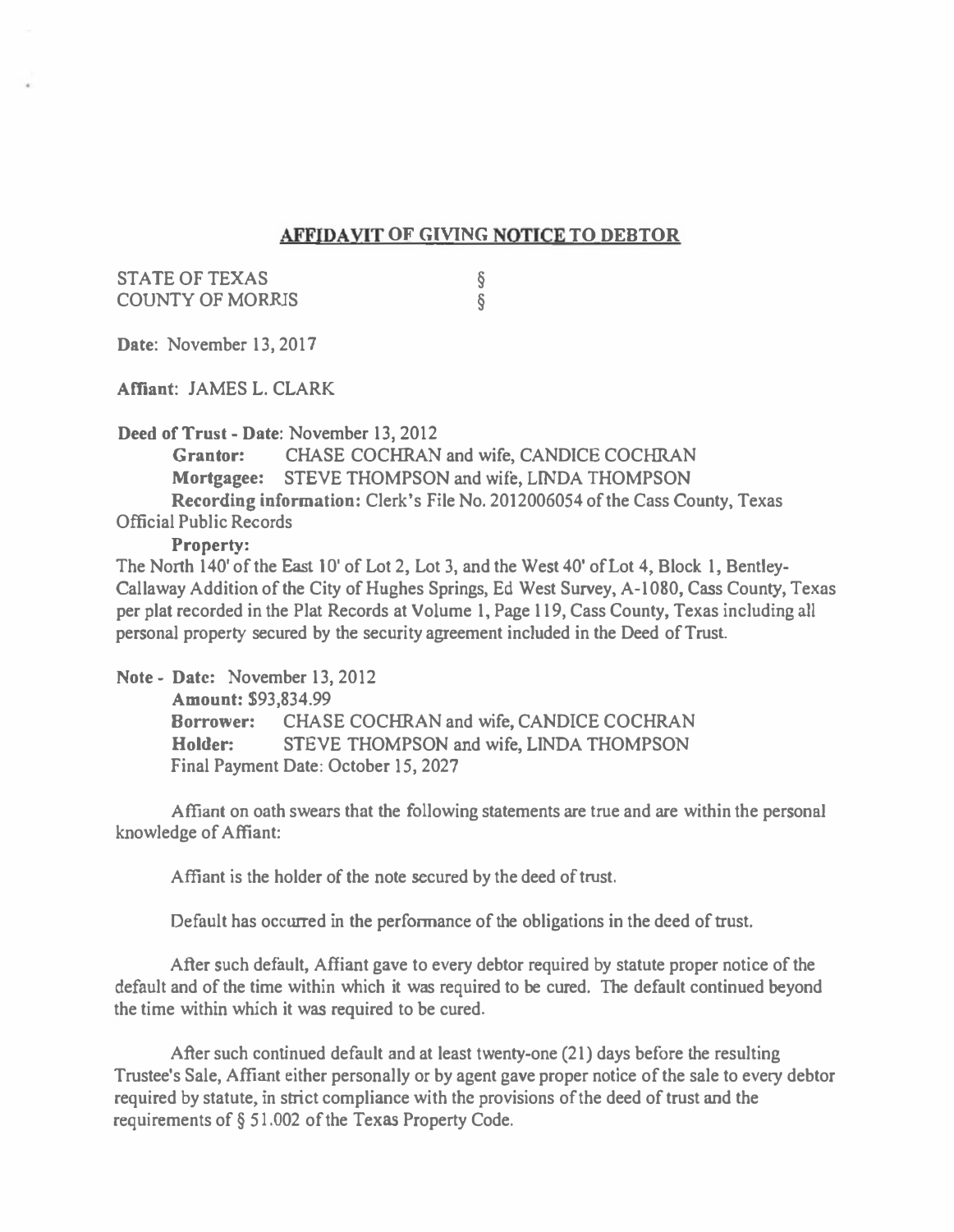## AFFIDAVIT OF GIVING NOTICE TO DEBTOR

STATE OF TEXAS §
COUNTY OF MORRIS §

**Date**: November 13, 2017

**Affiant**: JAMES L. CLARK

**Deed of Trust - Date**: November 13, 2012

**Grantor:** CHASE COCHRAN and wife, CANDICE COCHRAN

**Mortgagee:** STEVE THOMPSON and wife, LINDA THOMPSON

**Recording information:** Clerk's File No. 2012006054 of the Cass County, Texas Official Public Records

**Property:**

The North 140' of the East 10' of Lot 2, Lot 3, and the West 40' of Lot 4, Block 1, Bentley-Callaway Addition of the City of Hughes Springs, Ed West Survey, A-1080, Cass County, Texas per plat recorded in the Plat Records at Volume 1, Page 119, Cass County, Texas including all personal property secured by the security agreement included in the Deed of Trust.

**Note - Date:** November 13, 2012

**Amount:** $93,834.99

**Borrower:** CHASE COCHRAN and wife, CANDICE COCHRAN

**Holder:** STEVE THOMPSON and wife, LINDA THOMPSON

Final Payment Date: October 15, 2027

Affiant on oath swears that the following statements are true and are within the personal knowledge of Affiant:

Affiant is the holder of the note secured by the deed of trust.

Default has occurred in the performance of the obligations in the deed of trust.

After such default, Affiant gave to every debtor required by statute proper notice of the default and of the time within which it was required to be cured. The default continued beyond the time within which it was required to be cured.

After such continued default and at least twenty-one (21) days before the resulting Trustee's Sale, Affiant either personally or by agent gave proper notice of the sale to every debtor required by statute, in strict compliance with the provisions of the deed of trust and the requirements of § 51.002 of the Texas Property Code.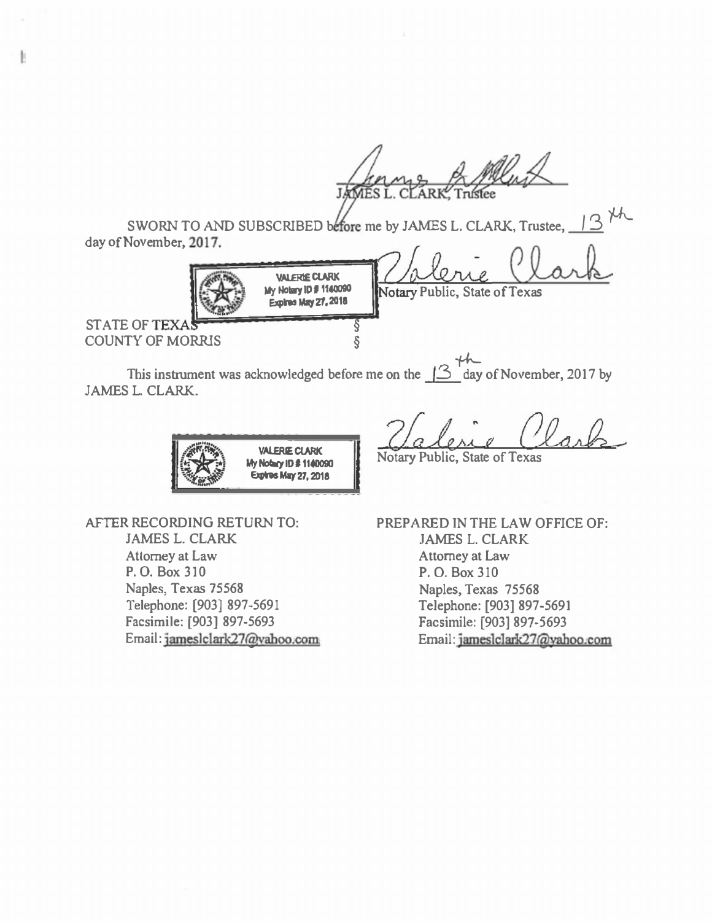JAMES L. CLARK, Trustee

SWORN TO AND SUBSCRIBED before me by JAMES L. CLARK, Trustee, 13th day of November, 2017.

VALERIE CLARK
My Notary ID # 1140090
Expires May 27, 2018

Notary Public, State of Texas

STATE OF TEXAS §
COUNTY OF MORRIS §

This instrument was acknowledged before me on the 13th day of November, 2017 by JAMES L. CLARK.

VALERIE CLARK
My Notary ID # 1140090
Expires May 27, 2018

Notary Public, State of Texas

AFTER RECORDING RETURN TO:
JAMES L. CLARK
Attorney at Law
P. O. Box 310
Naples, Texas 75568
Telephone: [903] 897-5691
Facsimile: [903] 897-5693
Email: jameslclark27@yahoo.com

PREPARED IN THE LAW OFFICE OF:
JAMES L. CLARK
Attorney at Law
P. O. Box 310
Naples, Texas 75568
Telephone: [903] 897-5691
Facsimile: [903] 897-5693
Email: jameslclark27@yahoo.com